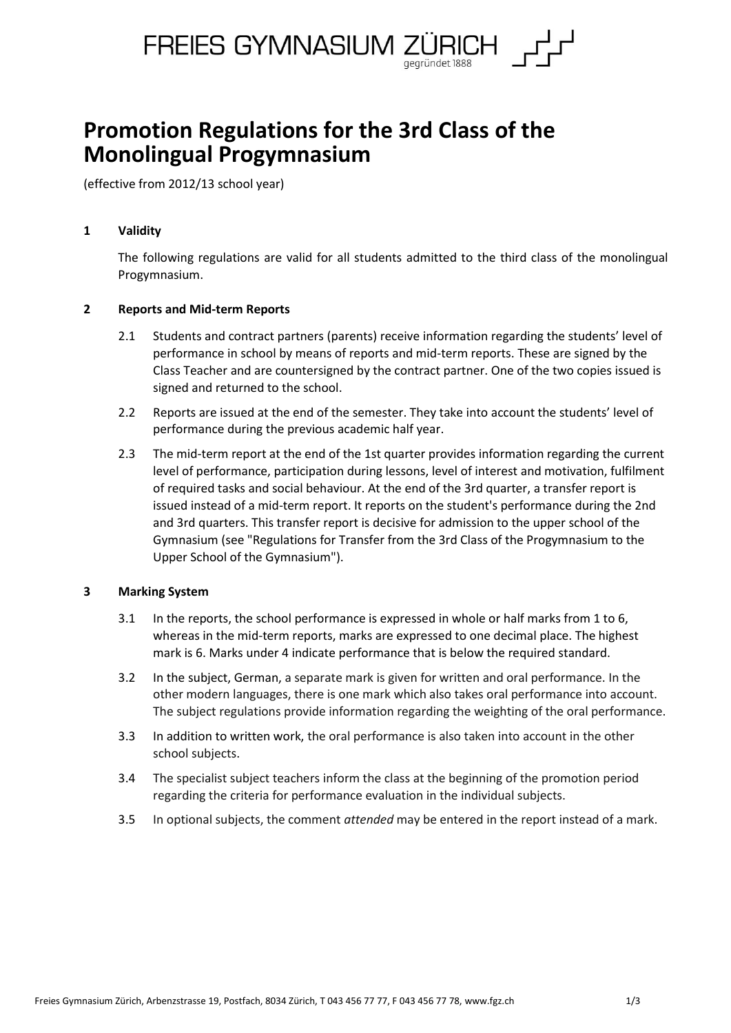FREIES GYMNASIUM ZÜRICH
gegründet 1888

# Promotion Regulations for the 3rd Class of the Monolingual Progymnasium

(effective from 2012/13 school year)

## 1 Validity

The following regulations are valid for all students admitted to the third class of the monolingual Progymnasium.

## 2 Reports and Mid-term Reports

2.1 Students and contract partners (parents) receive information regarding the students' level of performance in school by means of reports and mid-term reports. These are signed by the Class Teacher and are countersigned by the contract partner. One of the two copies issued is signed and returned to the school.

2.2 Reports are issued at the end of the semester. They take into account the students' level of performance during the previous academic half year.

2.3 The mid-term report at the end of the 1st quarter provides information regarding the current level of performance, participation during lessons, level of interest and motivation, fulfilment of required tasks and social behaviour. At the end of the 3rd quarter, a transfer report is issued instead of a mid-term report. It reports on the student's performance during the 2nd and 3rd quarters. This transfer report is decisive for admission to the upper school of the Gymnasium (see "Regulations for Transfer from the 3rd Class of the Progymnasium to the Upper School of the Gymnasium").

## 3 Marking System

3.1 In the reports, the school performance is expressed in whole or half marks from 1 to 6, whereas in the mid-term reports, marks are expressed to one decimal place. The highest mark is 6. Marks under 4 indicate performance that is below the required standard.

3.2 In the subject, German, a separate mark is given for written and oral performance. In the other modern languages, there is one mark which also takes oral performance into account. The subject regulations provide information regarding the weighting of the oral performance.

3.3 In addition to written work, the oral performance is also taken into account in the other school subjects.

3.4 The specialist subject teachers inform the class at the beginning of the promotion period regarding the criteria for performance evaluation in the individual subjects.

3.5 In optional subjects, the comment *attended* may be entered in the report instead of a mark.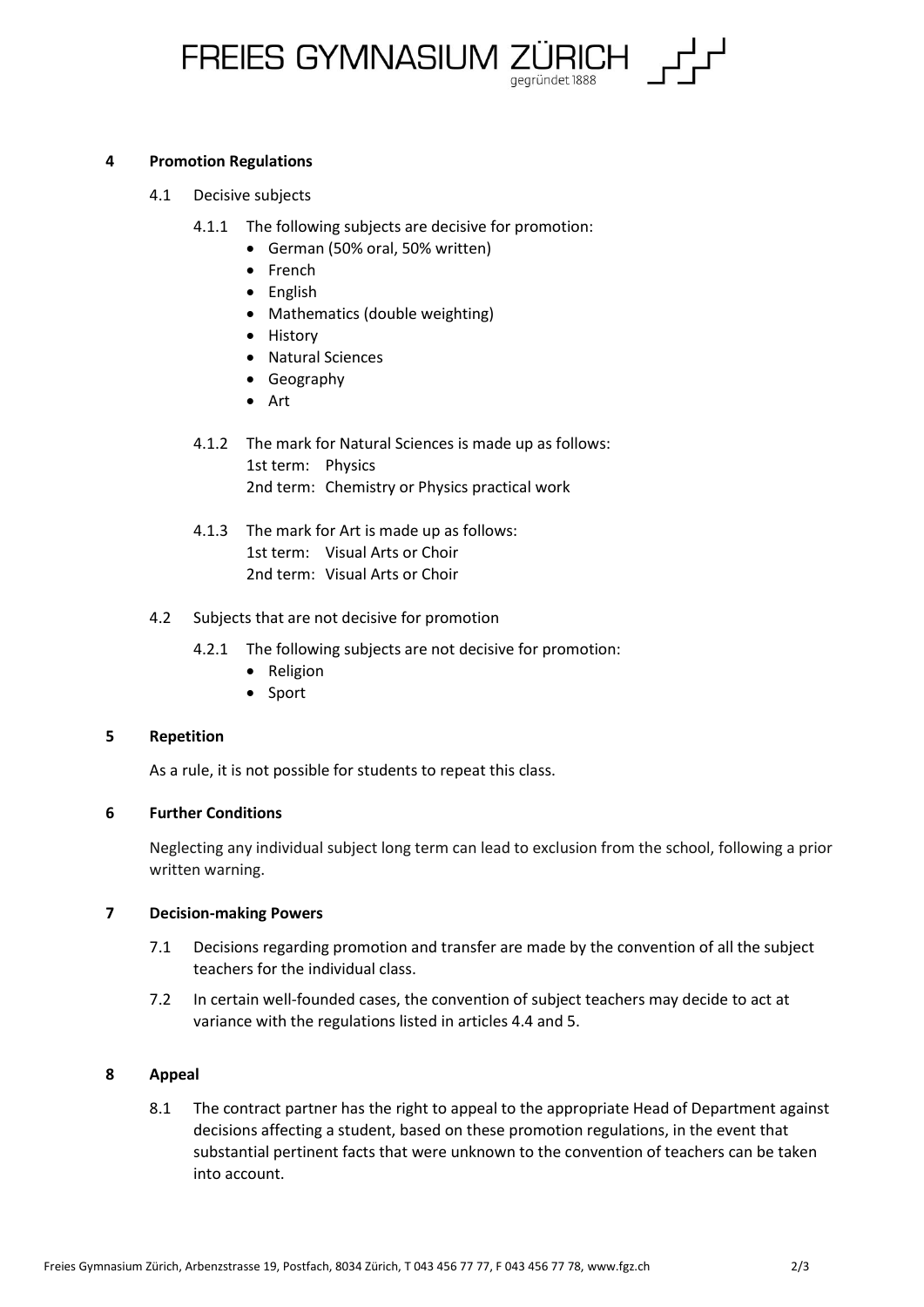## 4 Promotion Regulations

### 4.1 Decisive subjects

4.1.1 The following subjects are decisive for promotion:

- German (50% oral, 50% written)
- French
- English
- Mathematics (double weighting)
- History
- Natural Sciences
- Geography
- Art

4.1.2 The mark for Natural Sciences is made up as follows:
1st term: Physics
2nd term: Chemistry or Physics practical work

4.1.3 The mark for Art is made up as follows:
1st term: Visual Arts or Choir
2nd term: Visual Arts or Choir

### 4.2 Subjects that are not decisive for promotion

4.2.1 The following subjects are not decisive for promotion:

- Religion
- Sport

## 5 Repetition

As a rule, it is not possible for students to repeat this class.

## 6 Further Conditions

Neglecting any individual subject long term can lead to exclusion from the school, following a prior written warning.

## 7 Decision-making Powers

7.1 Decisions regarding promotion and transfer are made by the convention of all the subject teachers for the individual class.

7.2 In certain well-founded cases, the convention of subject teachers may decide to act at variance with the regulations listed in articles 4.4 and 5.

## 8 Appeal

8.1 The contract partner has the right to appeal to the appropriate Head of Department against decisions affecting a student, based on these promotion regulations, in the event that substantial pertinent facts that were unknown to the convention of teachers can be taken into account.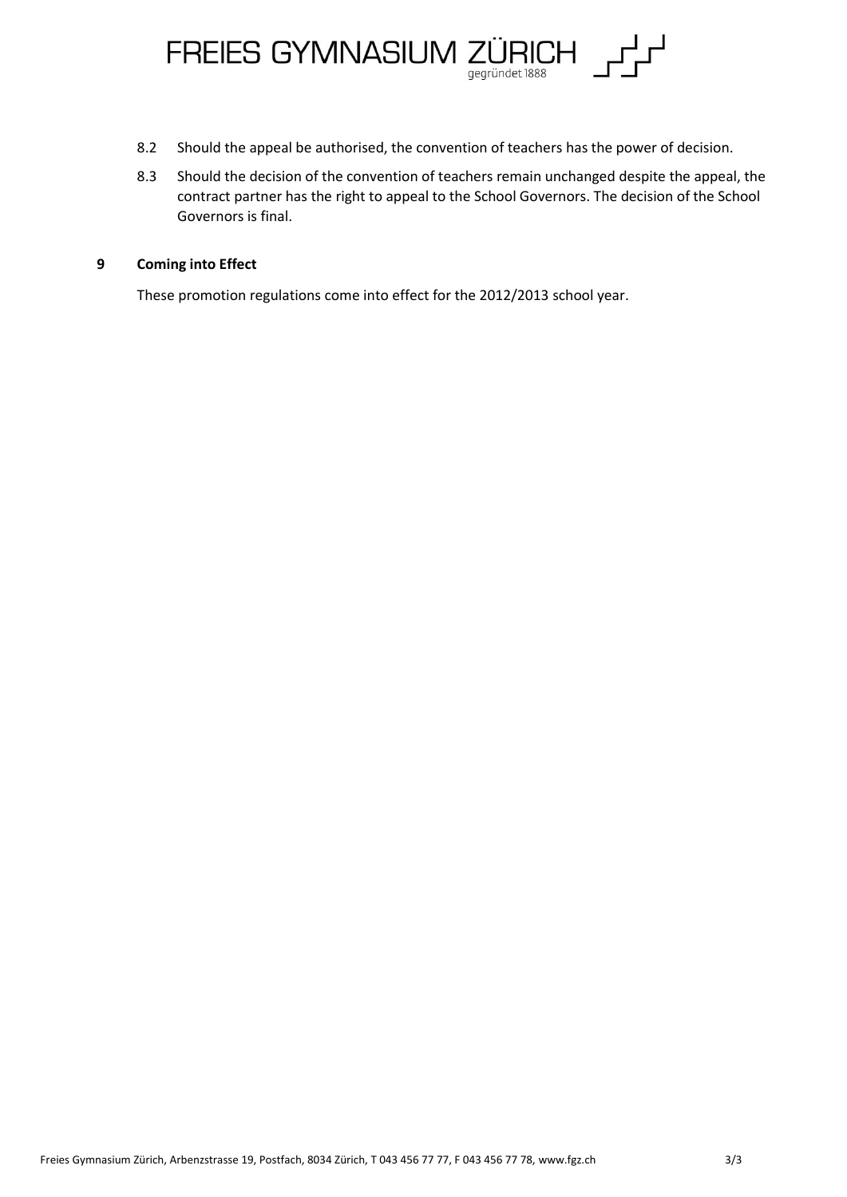8.2 Should the appeal be authorised, the convention of teachers has the power of decision.

8.3 Should the decision of the convention of teachers remain unchanged despite the appeal, the contract partner has the right to appeal to the School Governors. The decision of the School Governors is final.

## 9 Coming into Effect

These promotion regulations come into effect for the 2012/2013 school year.